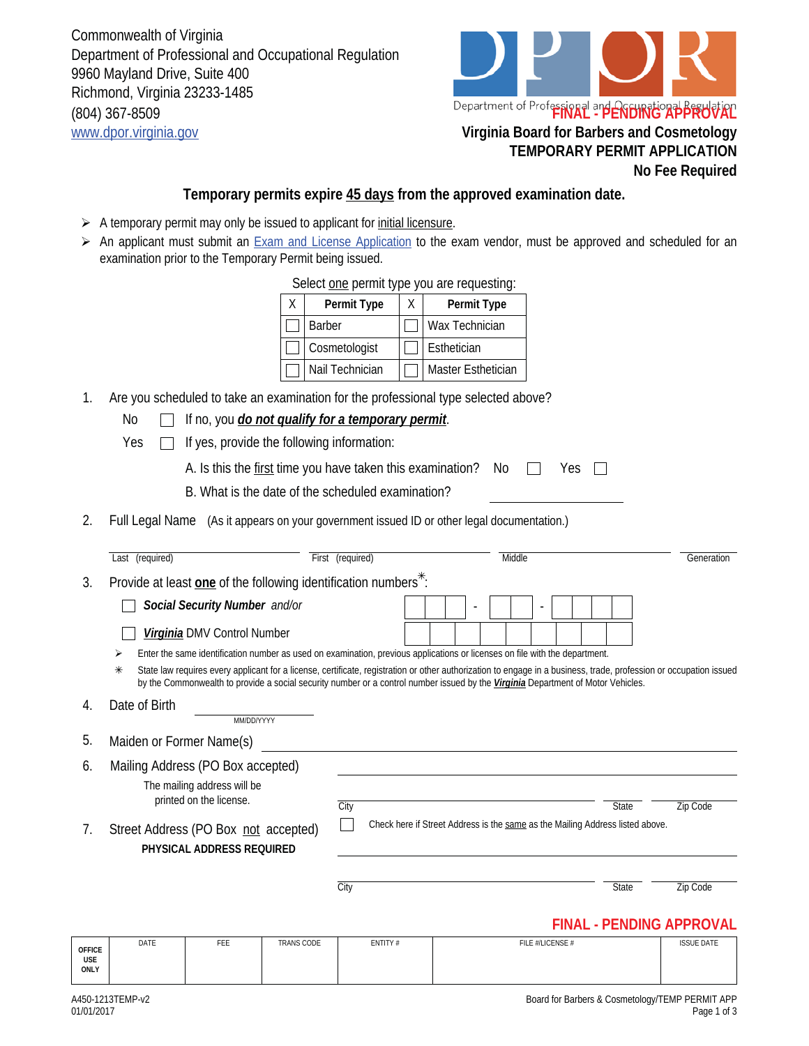Commonwealth of Virginia
Department of Professional and Occupational Regulation
9960 Mayland Drive, Suite 400
Richmond, Virginia 23233-1485
(804) 367-8509
www.dpor.virginia.gov

Department of Professional and Occupational Regulation

**FINAL - PENDING APPROVAL**

**Virginia Board for Barbers and Cosmetology**
**TEMPORARY PERMIT APPLICATION**
**No Fee Required**

## Temporary permits expire 45 days from the approved examination date.

- A temporary permit may only be issued to applicant for initial licensure.
- An applicant must submit an Exam and License Application to the exam vendor, must be approved and scheduled for an examination prior to the Temporary Permit being issued.

Select one permit type you are requesting:

| X | Permit Type | X | Permit Type |
|---|---|---|---|
| ☐ | Barber | ☐ | Wax Technician |
| ☐ | Cosmetologist | ☐ | Esthetician |
| ☐ | Nail Technician | ☐ | Master Esthetician |

1. Are you scheduled to take an examination for the professional type selected above?

   No ☐ If no, you ***do not qualify for a temporary permit***.

   Yes ☐ If yes, provide the following information:

   A. Is this the first time you have taken this examination? No ☐ Yes ☐

   B. What is the date of the scheduled examination? ____________

2. Full Legal Name (As it appears on your government issued ID or other legal documentation.)

   Last (required) ____________ First (required) ____________ Middle ____________ Generation ____________

3. Provide at least **one** of the following identification numbers*:

   ☐ ***Social Security Number*** *and/or* ☐☐☐ - ☐☐ - ☐☐☐☐

   ☐ ***Virginia*** DMV Control Number ☐☐☐☐☐☐☐☐☐

   - Enter the same identification number as used on examination, previous applications or licenses on file with the department.
   - * State law requires every applicant for a license, certificate, registration or other authorization to engage in a business, trade, profession or occupation issued by the Commonwealth to provide a social security number or a control number issued by the ***Virginia*** Department of Motor Vehicles.

4. Date of Birth ____________ (MM/DD/YYYY)

5. Maiden or Former Name(s) ____________

6. Mailing Address (PO Box accepted) ____________

   The mailing address will be printed on the license.

   City ____________ State ______ Zip Code ______

7. Street Address (PO Box not accepted)
   **PHYSICAL ADDRESS REQUIRED**

   ☐ Check here if Street Address is the same as the Mailing Address listed above.

   ____________

   City ____________ State ______ Zip Code ______

**FINAL - PENDING APPROVAL**

| OFFICE USE ONLY | DATE | FEE | TRANS CODE | ENTITY # | FILE #/LICENSE # | ISSUE DATE |
|---|---|---|---|---|---|---|
| | | | | | | |

A450-1213TEMP-v2
01/01/2017

Board for Barbers & Cosmetology/TEMP PERMIT APP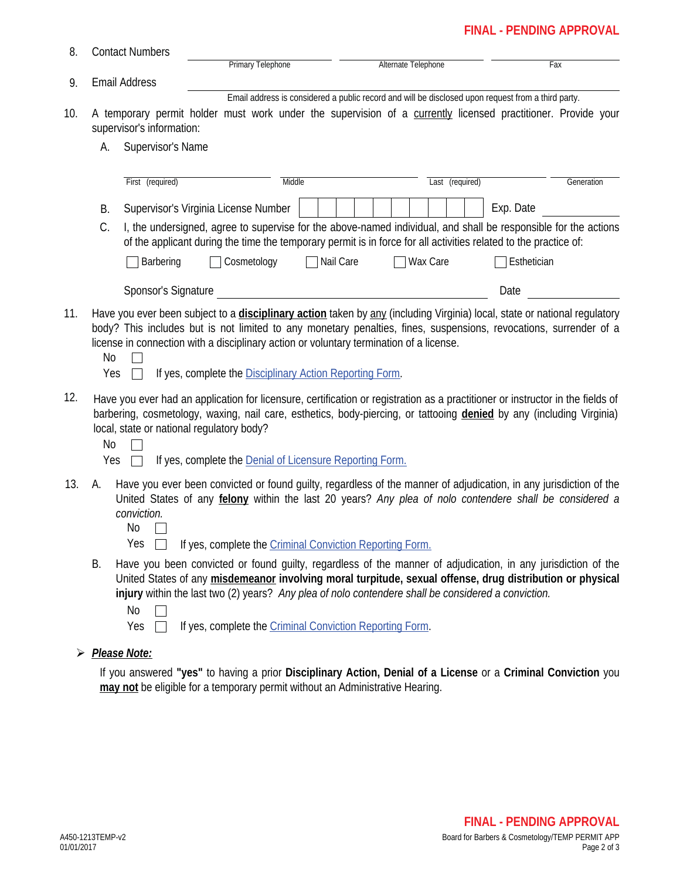**FINAL - PENDING APPROVAL**

8. Contact Numbers

   ______________________ Primary Telephone ______________________ Alternate Telephone ______________________ Fax

9. Email Address

   ______________________

   Email address is considered a public record and will be disclosed upon request from a third party.

10. A temporary permit holder must work under the supervision of a <u>currently</u> licensed practitioner. Provide your supervisor's information:

    A. Supervisor's Name

    ______________________ First (required) ______________________ Middle ______________________ Last (required) ______________________ Generation

    B. Supervisor's Virginia License Number | | | | | | | | | | | Exp. Date ______________

    C. I, the undersigned, agree to supervise for the above-named individual, and shall be responsible for the actions of the applicant during the time the temporary permit is in force for all activities related to the practice of:

    ☐ Barbering ☐ Cosmetology ☐ Nail Care ☐ Wax Care ☐ Esthetician

    Sponsor's Signature ______________________________ Date ______________

11. Have you ever been subject to a **<u>disciplinary action</u>** taken by <u>any</u> (including Virginia) local, state or national regulatory body? This includes but is not limited to any monetary penalties, fines, suspensions, revocations, surrender of a license in connection with a disciplinary action or voluntary termination of a license.

    No ☐

    Yes ☐ If yes, complete the Disciplinary Action Reporting Form.

12. Have you ever had an application for licensure, certification or registration as a practitioner or instructor in the fields of barbering, cosmetology, waxing, nail care, esthetics, body-piercing, or tattooing **<u>denied</u>** by any (including Virginia) local, state or national regulatory body?

    No ☐

    Yes ☐ If yes, complete the Denial of Licensure Reporting Form.

13. A. Have you ever been convicted or found guilty, regardless of the manner of adjudication, in any jurisdiction of the United States of any **<u>felony</u>** within the last 20 years? *Any plea of nolo contendere shall be considered a conviction.*

    No ☐

    Yes ☐ If yes, complete the Criminal Conviction Reporting Form.

    B. Have you been convicted or found guilty, regardless of the manner of adjudication, in any jurisdiction of the United States of any **<u>misdemeanor</u> involving moral turpitude, sexual offense, drug distribution or physical injury** within the last two (2) years? *Any plea of nolo contendere shall be considered a conviction.*

    No ☐

    Yes ☐ If yes, complete the Criminal Conviction Reporting Form.

- ***<u>Please Note:</u>***

  If you answered **"yes"** to having a prior **Disciplinary Action, Denial of a License** or a **Criminal Conviction** you **<u>may not</u>** be eligible for a temporary permit without an Administrative Hearing.

**FINAL - PENDING APPROVAL**

A450-1213TEMP-v2
01/01/2017

Board for Barbers & Cosmetology/TEMP PERMIT APP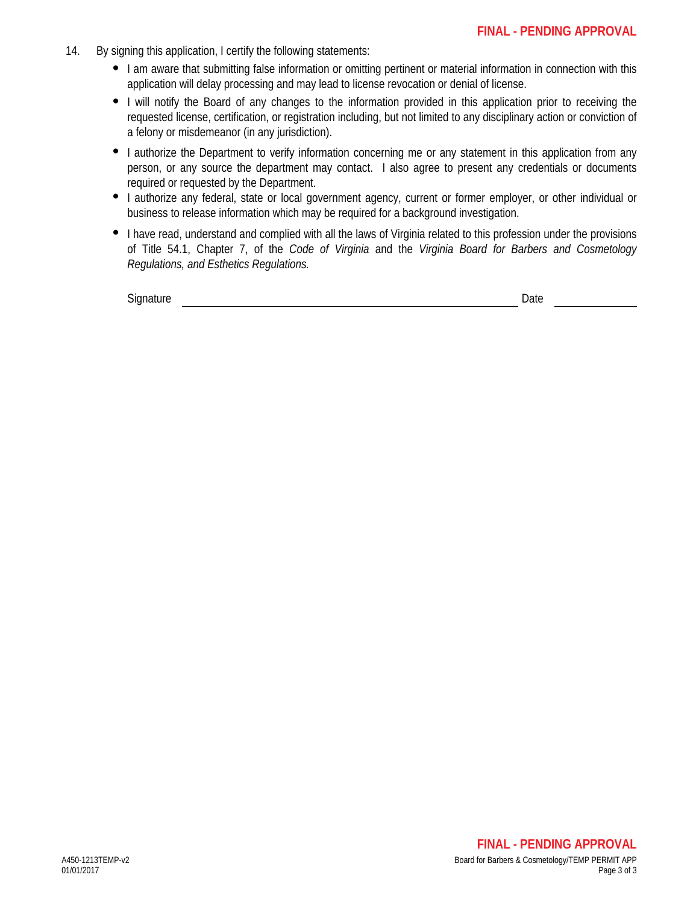14. By signing this application, I certify the following statements:

    - I am aware that submitting false information or omitting pertinent or material information in connection with this application will delay processing and may lead to license revocation or denial of license.
    - I will notify the Board of any changes to the information provided in this application prior to receiving the requested license, certification, or registration including, but not limited to any disciplinary action or conviction of a felony or misdemeanor (in any jurisdiction).
    - I authorize the Department to verify information concerning me or any statement in this application from any person, or any source the department may contact. I also agree to present any credentials or documents required or requested by the Department.
    - I authorize any federal, state or local government agency, current or former employer, or other individual or business to release information which may be required for a background investigation.
    - I have read, understand and complied with all the laws of Virginia related to this profession under the provisions of Title 54.1, Chapter 7, of the *Code of Virginia* and the *Virginia Board for Barbers and Cosmetology Regulations, and Esthetics Regulations.*

    Signature ______________________________ Date ____________